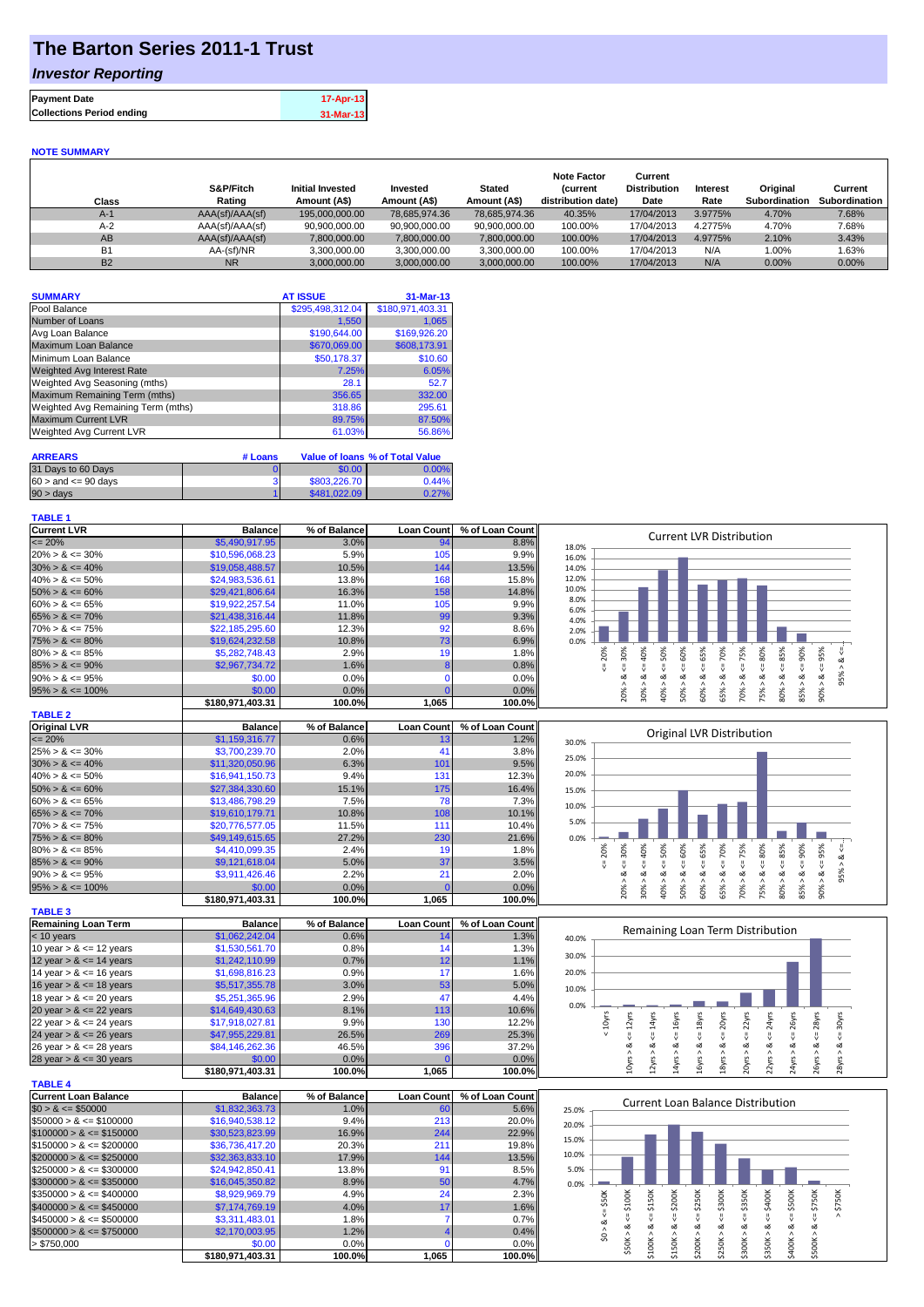# The Barton Series 2011-1 Trust

## *Investor Reporting*

| | |
|---|---|
| **Payment Date** | 17-Apr-13 |
| **Collections Period ending** | 31-Mar-13 |

**NOTE SUMMARY**

| Class | S&P/Fitch Rating | Initial Invested Amount (A$) | Invested Amount (A$) | Stated Amount (A$) | Note Factor (current distribution date) | Current Distribution Date | Interest Rate | Original Subordination | Current Subordination |
|---|---|---|---|---|---|---|---|---|---|
| A-1 | AAA(sf)/AAA(sf) | 195,000,000.00 | 78,685,974.36 | 78,685,974.36 | 40.35% | 17/04/2013 | 3.9775% | 4.70% | 7.68% |
| A-2 | AAA(sf)/AAA(sf) | 90,900,000.00 | 90,900,000.00 | 90,900,000.00 | 100.00% | 17/04/2013 | 4.2775% | 4.70% | 7.68% |
| AB | AAA(sf)/AAA(sf) | 7,800,000.00 | 7,800,000.00 | 7,800,000.00 | 100.00% | 17/04/2013 | 4.9775% | 2.10% | 3.43% |
| B1 | AA-(sf)/NR | 3,300,000.00 | 3,300,000.00 | 3,300,000.00 | 100.00% | 17/04/2013 | N/A | 1.00% | 1.63% |
| B2 | NR | 3,000,000.00 | 3,000,000.00 | 3,000,000.00 | 100.00% | 17/04/2013 | N/A | 0.00% | 0.00% |

| SUMMARY | AT ISSUE | 31-Mar-13 |
|---|---|---|
| Pool Balance | $295,498,312.04 | $180,971,403.31 |
| Number of Loans | 1,550 | 1,065 |
| Avg Loan Balance | $190,644.00 | $169,926.20 |
| Maximum Loan Balance | $670,069.00 | $608,173.91 |
| Minimum Loan Balance | $50,178.37 | $10.60 |
| Weighted Avg Interest Rate | 7.25% | 6.05% |
| Weighted Avg Seasoning (mths) | 28.1 | 52.7 |
| Maximum Remaining Term (mths) | 356.65 | 332.00 |
| Weighted Avg Remaining Term (mths) | 318.86 | 295.61 |
| Maximum Current LVR | 89.75% | 87.50% |
| Weighted Avg Current LVR | 61.03% | 56.86% |

| ARREARS | # Loans | Value of loans | % of Total Value |
|---|---|---|---|
| 31 Days to 60 Days | 0 | $0.00 | 0.00% |
| 60 > and <= 90 days | 3 | $803,226.70 | 0.44% |
| 90 > days | 1 | $481,022.09 | 0.27% |

**TABLE 1**

| Current LVR | Balance | % of Balance | Loan Count | % of Loan Count |
|---|---|---|---|---|
| <= 20% | $5,490,917.95 | 3.0% | 94 | 8.8% |
| 20% > & <= 30% | $10,596,068.23 | 5.9% | 105 | 9.9% |
| 30% > & <= 40% | $19,058,488.57 | 10.5% | 144 | 13.5% |
| 40% > & <= 50% | $24,983,536.61 | 13.8% | 168 | 15.8% |
| 50% > & <= 60% | $29,421,806.64 | 16.3% | 158 | 14.8% |
| 60% > & <= 65% | $19,922,257.54 | 11.0% | 105 | 9.9% |
| 65% > & <= 70% | $21,438,316.44 | 11.8% | 99 | 9.3% |
| 70% > & <= 75% | $22,185,295.60 | 12.3% | 92 | 8.6% |
| 75% > & <= 80% | $19,624,232.58 | 10.8% | 73 | 6.9% |
| 80% > & <= 85% | $5,282,748.43 | 2.9% | 19 | 1.8% |
| 85% > & <= 90% | $2,967,734.72 | 1.6% | 8 | 0.8% |
| 90% > & <= 95% | $0.00 | 0.0% | 0 | 0.0% |
| 95% > & <= 100% | $0.00 | 0.0% | 0 | 0.0% |
| | $180,971,403.31 | 100.0% | 1,065 | 100.0% |

**TABLE 2**

| Original LVR | Balance | % of Balance | Loan Count | % of Loan Count |
|---|---|---|---|---|
| <= 20% | $1,159,316.77 | 0.6% | 13 | 1.2% |
| 25% > & <= 30% | $3,700,239.70 | 2.0% | 41 | 3.8% |
| 30% > & <= 40% | $11,320,050.96 | 6.3% | 101 | 9.5% |
| 40% > & <= 50% | $16,941,150.73 | 9.4% | 131 | 12.3% |
| 50% > & <= 60% | $27,384,330.60 | 15.1% | 175 | 16.4% |
| 60% > & <= 65% | $13,486,798.29 | 7.5% | 78 | 7.3% |
| 65% > & <= 70% | $19,610,179.71 | 10.8% | 108 | 10.1% |
| 70% > & <= 75% | $20,776,577.05 | 11.5% | 111 | 10.4% |
| 75% > & <= 80% | $49,149,615.65 | 27.2% | 230 | 21.6% |
| 80% > & <= 85% | $4,410,099.35 | 2.4% | 19 | 1.8% |
| 85% > & <= 90% | $9,121,618.04 | 5.0% | 37 | 3.5% |
| 90% > & <= 95% | $3,911,426.46 | 2.2% | 21 | 2.0% |
| 95% > & <= 100% | $0.00 | 0.0% | 0 | 0.0% |
| | $180,971,403.31 | 100.0% | 1,065 | 100.0% |

**TABLE 3**

| Remaining Loan Term | Balance | % of Balance | Loan Count | % of Loan Count |
|---|---|---|---|---|
| < 10 years | $1,062,242.04 | 0.6% | 14 | 1.3% |
| 10 year > & <= 12 years | $1,530,561.70 | 0.8% | 14 | 1.3% |
| 12 year > & <= 14 years | $1,242,110.99 | 0.7% | 12 | 1.1% |
| 14 year > & <= 16 years | $1,698,816.23 | 0.9% | 17 | 1.6% |
| 16 year > & <= 18 years | $5,517,355.78 | 3.0% | 53 | 5.0% |
| 18 year > & <= 20 years | $5,251,365.96 | 2.9% | 47 | 4.4% |
| 20 year > & <= 22 years | $14,649,430.63 | 8.1% | 113 | 10.6% |
| 22 year > & <= 24 years | $17,918,027.81 | 9.9% | 130 | 12.2% |
| 24 year > & <= 26 years | $47,955,229.81 | 26.5% | 269 | 25.3% |
| 26 year > & <= 28 years | $84,146,262.36 | 46.5% | 396 | 37.2% |
| 28 year > & <= 30 years | $0.00 | 0.0% | 0 | 0.0% |
| | $180,971,403.31 | 100.0% | 1,065 | 100.0% |

**TABLE 4**

| Current Loan Balance | Balance | % of Balance | Loan Count | % of Loan Count |
|---|---|---|---|---|
| $0 > & <= $50000 | $1,832,363.73 | 1.0% | 60 | 5.6% |
| $50000 > & <= $100000 | $16,940,538.12 | 9.4% | 213 | 20.0% |
| $100000 > & <= $150000 | $30,523,823.99 | 16.9% | 244 | 22.9% |
| $150000 > & <= $200000 | $36,736,417.20 | 20.3% | 211 | 19.8% |
| $200000 > & <= $250000 | $32,363,833.10 | 17.9% | 144 | 13.5% |
| $250000 > & <= $300000 | $24,982,850.41 | 13.8% | 91 | 8.5% |
| $300000 > & <= $350000 | $16,045,350.82 | 8.9% | 50 | 4.7% |
| $350000 > & <= $400000 | $8,929,969.79 | 4.9% | 24 | 2.3% |
| $400000 > & <= $450000 | $7,174,769.19 | 4.0% | 17 | 1.6% |
| $450000 > & <= $500000 | $3,311,483.01 | 1.8% | 7 | 0.7% |
| $500000 > & <= $750000 | $2,170,003.95 | 1.2% | 4 | 0.4% |
| > $750,000 | $0.00 | 0.0% | 0 | 0.0% |
| | $180,971,403.31 | 100.0% | 1,065 | 100.0% |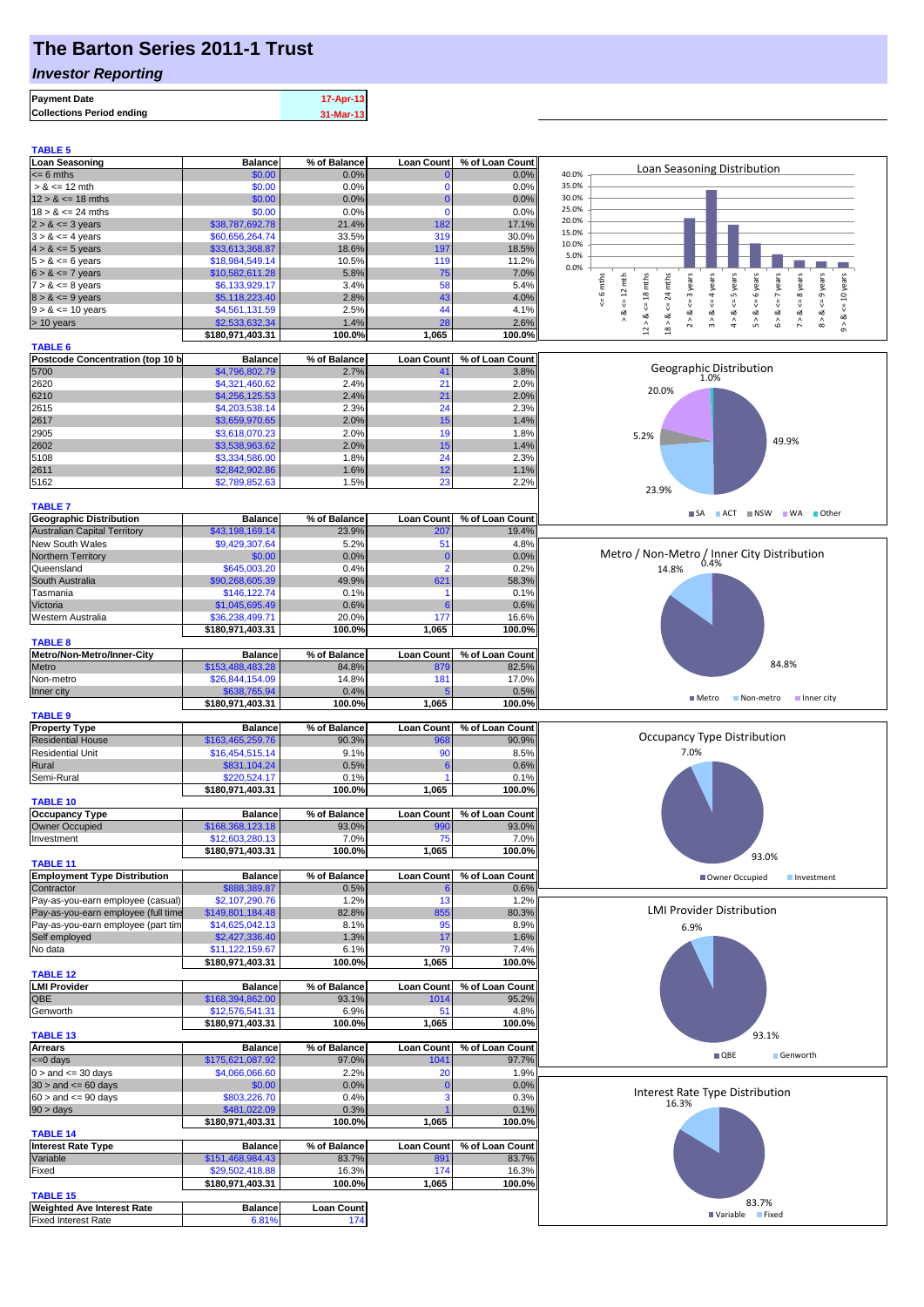# The Barton Series 2011-1 Trust

## *Investor Reporting*

| | |
|---|---|
| **Payment Date** | 17-Apr-13 |
| **Collections Period ending** | 31-Mar-13 |

**TABLE 5**

| Loan Seasoning | Balance | % of Balance | Loan Count | % of Loan Count |
|---|---|---|---|---|
| <= 6 mths | $0.00 | 0.0% | 0 | 0.0% |
| > & <= 12 mth | $0.00 | 0.0% | 0 | 0.0% |
| 12 > & <= 18 mths | $0.00 | 0.0% | 0 | 0.0% |
| 18 > & <= 24 mths | $0.00 | 0.0% | 0 | 0.0% |
| 2 > & <= 3 years | $38,787,692.78 | 21.4% | 182 | 17.1% |
| 3 > & <= 4 years | $60,656,264.74 | 33.5% | 319 | 30.0% |
| 4 > & <= 5 years | $33,613,368.87 | 18.6% | 197 | 18.5% |
| 5 > & <= 6 years | $18,984,549.14 | 10.5% | 119 | 11.2% |
| 6 > & <= 7 years | $10,582,611.28 | 5.8% | 75 | 7.0% |
| 7 > & <= 8 years | $6,133,929.17 | 3.4% | 58 | 5.4% |
| 8 > & <= 9 years | $5,118,223.40 | 2.8% | 43 | 4.0% |
| 9 > & <= 10 years | $4,561,131.59 | 2.5% | 44 | 4.1% |
| > 10 years | $2,533,632.34 | 1.4% | 28 | 2.6% |
| | $180,971,403.31 | 100.0% | 1,065 | 100.0% |

Loan Seasoning Distribution

40.0%
35.0%
30.0%
25.0%
20.0%
15.0%
10.0%
5.0%
0.0%

<= 6 mths
> & <= 12 mth
12 > & <= 18 mths
18 > & <= 24 mths
2 > & <= 3 years
3 > & <= 4 years
4 > & <= 5 years
5 > & <= 6 years
6 > & <= 7 years
7 > & <= 8 years
8 > & <= 9 years
9 > & <= 10 years

**TABLE 6**

| Postcode Concentration (top 10 b | Balance | % of Balance | Loan Count | % of Loan Count |
|---|---|---|---|---|
| 5700 | $4,796,802.79 | 2.7% | 41 | 3.8% |
| 2620 | $4,321,460.62 | 2.4% | 21 | 2.0% |
| 6210 | $4,256,125.53 | 2.4% | 21 | 2.0% |
| 2615 | $4,203,538.14 | 2.3% | 24 | 2.3% |
| 2617 | $3,659,970.65 | 2.0% | 15 | 1.4% |
| 2905 | $3,618,070.23 | 2.0% | 19 | 1.8% |
| 2602 | $3,538,963.62 | 2.0% | 15 | 1.4% |
| 5108 | $3,334,586.00 | 1.8% | 24 | 2.3% |
| 2611 | $2,842,902.86 | 1.6% | 12 | 1.1% |
| 5162 | $2,789,852.63 | 1.5% | 23 | 2.2% |

Geographic Distribution

1.0%
20.0%
5.2%
49.9%
23.9%

SA ACT NSW WA Other

**TABLE 7**

| Geographic Distribution | Balance | % of Balance | Loan Count | % of Loan Count |
|---|---|---|---|---|
| Australian Capital Territory | $43,198,169.14 | 23.9% | 207 | 19.4% |
| New South Wales | $9,429,307.64 | 5.2% | 51 | 4.8% |
| Northern Territory | $0.00 | 0.0% | 0 | 0.0% |
| Queensland | $645,003.20 | 0.4% | 2 | 0.2% |
| South Australia | $90,268,605.39 | 49.9% | 621 | 58.3% |
| Tasmania | $146,122.74 | 0.1% | 1 | 0.1% |
| Victoria | $1,045,695.49 | 0.6% | 6 | 0.6% |
| Western Australia | $36,238,499.71 | 20.0% | 177 | 16.6% |
| | $180,971,403.31 | 100.0% | 1,065 | 100.0% |

Metro / Non-Metro / Inner City Distribution

0.4%
14.8%
84.8%

Metro Non-metro Inner city

**TABLE 8**

| Metro/Non-Metro/Inner-City | Balance | % of Balance | Loan Count | % of Loan Count |
|---|---|---|---|---|
| Metro | $153,488,483.28 | 84.8% | 879 | 82.5% |
| Non-metro | $26,844,154.09 | 14.8% | 181 | 17.0% |
| Inner city | $638,765.94 | 0.4% | 5 | 0.5% |
| | $180,971,403.31 | 100.0% | 1,065 | 100.0% |

**TABLE 9**

| Property Type | Balance | % of Balance | Loan Count | % of Loan Count |
|---|---|---|---|---|
| Residential House | $163,465,259.76 | 90.3% | 968 | 90.9% |
| Residential Unit | $16,454,515.14 | 9.1% | 90 | 8.5% |
| Rural | $831,104.24 | 0.5% | 6 | 0.6% |
| Semi-Rural | $220,524.17 | 0.1% | 1 | 0.1% |
| | $180,971,403.31 | 100.0% | 1,065 | 100.0% |

Occupancy Type Distribution

7.0%
93.0%

Owner Occupied Investment

**TABLE 10**

| Occupancy Type | Balance | % of Balance | Loan Count | % of Loan Count |
|---|---|---|---|---|
| Owner Occupied | $168,368,123.18 | 93.0% | 990 | 93.0% |
| Investment | $12,603,280.13 | 7.0% | 75 | 7.0% |
| | $180,971,403.31 | 100.0% | 1,065 | 100.0% |

**TABLE 11**

| Employment Type Distribution | Balance | % of Balance | Loan Count | % of Loan Count |
|---|---|---|---|---|
| Contractor | $888,389.87 | 0.5% | 6 | 0.6% |
| Pay-as-you-earn employee (casual) | $2,107,290.76 | 1.2% | 13 | 1.2% |
| Pay-as-you-earn employee (full time | $149,801,184.48 | 82.8% | 855 | 80.3% |
| Pay-as-you-earn employee (part tim | $14,625,042.13 | 8.1% | 95 | 8.9% |
| Self employed | $2,427,336.40 | 1.3% | 17 | 1.6% |
| No data | $11,122,159.67 | 6.1% | 79 | 7.4% |
| | $180,971,403.31 | 100.0% | 1,065 | 100.0% |

LMI Provider Distribution

6.9%
93.1%

QBE Genworth

**TABLE 12**

| LMI Provider | Balance | % of Balance | Loan Count | % of Loan Count |
|---|---|---|---|---|
| QBE | $168,394,862.00 | 93.1% | 1014 | 95.2% |
| Genworth | $12,576,541.31 | 6.9% | 51 | 4.8% |
| | $180,971,403.31 | 100.0% | 1,065 | 100.0% |

**TABLE 13**

| Arrears | Balance | % of Balance | Loan Count | % of Loan Count |
|---|---|---|---|---|
| <=0 days | $175,621,087.92 | 97.0% | 1041 | 97.7% |
| 0 > and <= 30 days | $4,066,066.60 | 2.2% | 20 | 1.9% |
| 30 > and <= 60 days | $0.00 | 0.0% | 0 | 0.0% |
| 60 > and <= 90 days | $803,226.70 | 0.4% | 3 | 0.3% |
| 90 > days | $481,022.09 | 0.3% | 1 | 0.1% |
| | $180,971,403.31 | 100.0% | 1,065 | 100.0% |

Interest Rate Type Distribution

16.3%
83.7%

Variable Fixed

**TABLE 14**

| Interest Rate Type | Balance | % of Balance | Loan Count | % of Loan Count |
|---|---|---|---|---|
| Variable | $151,468,984.43 | 83.7% | 891 | 83.7% |
| Fixed | $29,502,418.88 | 16.3% | 174 | 16.3% |
| | $180,971,403.31 | 100.0% | 1,065 | 100.0% |

**TABLE 15**

| Weighted Ave Interest Rate | Balance | Loan Count |
|---|---|---|
| Fixed Interest Rate | 6.81% | 174 |